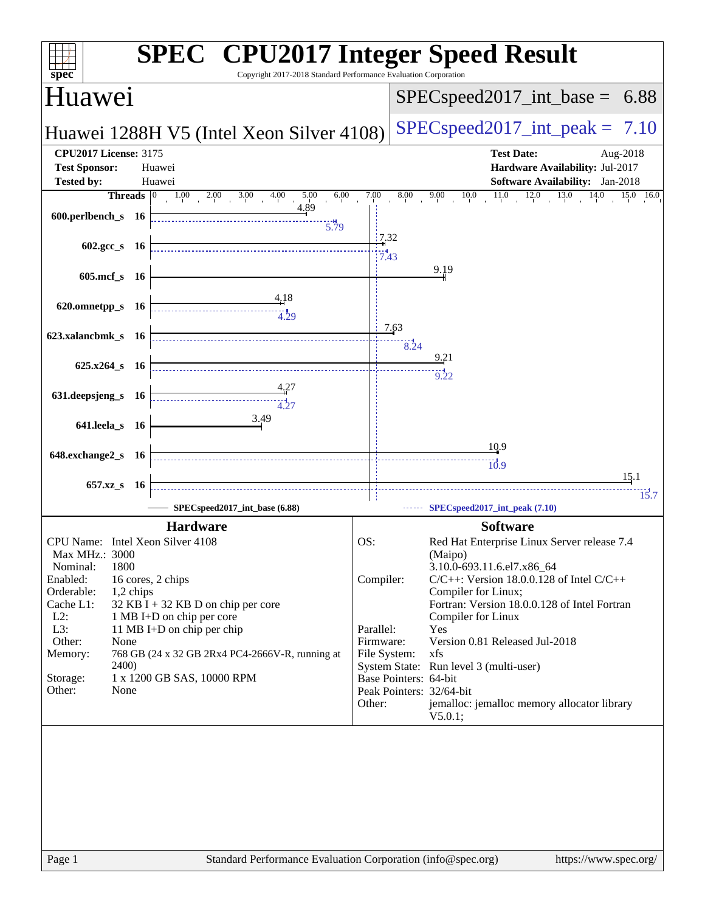# SPEC CPU2017 Integer Speed Result

Copyright 2017-2018 Standard Performance Evaluation Corporation

## Huawei

**Huawei 1288H V5 (Intel Xeon Silver 4108)**

SPECspeed2017_int_base = 6.88

SPECspeed2017_int_peak = 7.10

| | | | |
|---|---|---|---|
| **CPU2017 License:** | 3175 | **Test Date:** | Aug-2018 |
| **Test Sponsor:** | Huawei | **Hardware Availability:** | Jul-2017 |
| **Tested by:** | Huawei | **Software Availability:** | Jan-2018 |

| Benchmark | Threads | Base | Peak |
|---|---|---|---|
| 600.perlbench_s | 16 | 4.89 | 5.79 |
| 602.gcc_s | 16 | 7.32 | 7.43 |
| 605.mcf_s | 16 | 9.19 | |
| 620.omnetpp_s | 16 | 4.18 | 4.29 |
| 623.xalancbmk_s | 16 | 7.63 | 8.24 |
| 625.x264_s | 16 | 9.21 | 9.22 |
| 631.deepsjeng_s | 16 | 4.27 | 4.27 |
| 641.leela_s | 16 | 3.49 | |
| 648.exchange2_s | 16 | 10.9 | 10.9 |
| 657.xz_s | 16 | 15.1 | 15.7 |

SPECspeed2017_int_base (6.88)    SPECspeed2017_int_peak (7.10)

### Hardware

| | |
|---|---|
| CPU Name: | Intel Xeon Silver 4108 |
| Max MHz.: | 3000 |
| Nominal: | 1800 |
| Enabled: | 16 cores, 2 chips |
| Orderable: | 1,2 chips |
| Cache L1: | 32 KB I + 32 KB D on chip per core |
| L2: | 1 MB I+D on chip per core |
| L3: | 11 MB I+D on chip per chip |
| Other: | None |
| Memory: | 768 GB (24 x 32 GB 2Rx4 PC4-2666V-R, running at 2400) |
| Storage: | 1 x 1200 GB SAS, 10000 RPM |
| Other: | None |

### Software

| | |
|---|---|
| OS: | Red Hat Enterprise Linux Server release 7.4 (Maipo) 3.10.0-693.11.6.el7.x86_64 |
| Compiler: | C/C++: Version 18.0.0.128 of Intel C/C++ Compiler for Linux; Fortran: Version 18.0.0.128 of Intel Fortran Compiler for Linux |
| Parallel: | Yes |
| Firmware: | Version 0.81 Released Jul-2018 |
| File System: | xfs |
| System State: | Run level 3 (multi-user) |
| Base Pointers: | 64-bit |
| Peak Pointers: | 32/64-bit |
| Other: | jemalloc: jemalloc memory allocator library V5.0.1; |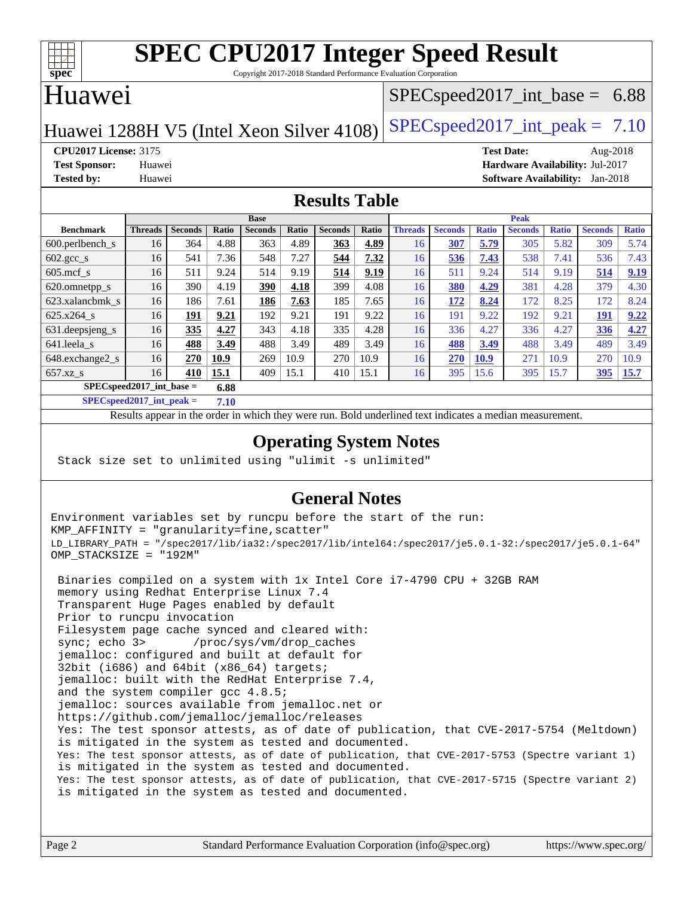# SPEC CPU2017 Integer Speed Result

Copyright 2017-2018 Standard Performance Evaluation Corporation

## Huawei

Huawei 1288H V5 (Intel Xeon Silver 4108)

SPECspeed2017_int_base = 6.88

SPECspeed2017_int_peak = 7.10

**CPU2017 License:** 3175
**Test Sponsor:** Huawei
**Tested by:** Huawei

**Test Date:** Aug-2018
**Hardware Availability:** Jul-2017
**Software Availability:** Jan-2018

## Results Table

| Benchmark | Base | | | | | | | Peak | | | | | | |
|---|---|---|---|---|---|---|---|---|---|---|---|---|---|---|
| | Threads | Seconds | Ratio | Seconds | Ratio | Seconds | Ratio | Threads | Seconds | Ratio | Seconds | Ratio | Seconds | Ratio |
| 600.perlbench_s | 16 | 364 | 4.88 | 363 | 4.89 | **363** | **4.89** | 16 | **307** | **5.79** | 305 | 5.82 | 309 | 5.74 |
| 602.gcc_s | 16 | 541 | 7.36 | 548 | 7.27 | **544** | **7.32** | 16 | **536** | **7.43** | 538 | 7.41 | 536 | 7.43 |
| 605.mcf_s | 16 | 511 | 9.24 | 514 | 9.19 | **514** | **9.19** | 16 | 511 | 9.24 | 514 | 9.19 | **514** | **9.19** |
| 620.omnetpp_s | 16 | 390 | 4.19 | **390** | **4.18** | 399 | 4.08 | 16 | **380** | **4.29** | 381 | 4.28 | 379 | 4.30 |
| 623.xalancbmk_s | 16 | 186 | 7.61 | **186** | **7.63** | 185 | 7.65 | 16 | **172** | **8.24** | 172 | 8.25 | 172 | 8.24 |
| 625.x264_s | 16 | **191** | **9.21** | 192 | 9.21 | 191 | 9.22 | 16 | 191 | 9.22 | 192 | 9.21 | **191** | **9.22** |
| 631.deepsjeng_s | 16 | **335** | **4.27** | 343 | 4.18 | 335 | 4.28 | 16 | 336 | 4.27 | 336 | 4.27 | **336** | **4.27** |
| 641.leela_s | 16 | **488** | **3.49** | 488 | 3.49 | 489 | 3.49 | 16 | **488** | **3.49** | 488 | 3.49 | 489 | 3.49 |
| 648.exchange2_s | 16 | **270** | **10.9** | 269 | 10.9 | 270 | 10.9 | 16 | **270** | **10.9** | 271 | 10.9 | 270 | 10.9 |
| 657.xz_s | 16 | **410** | **15.1** | 409 | 15.1 | 410 | 15.1 | 16 | 395 | 15.6 | 395 | 15.7 | **395** | **15.7** |

**SPECspeed2017_int_base = 6.88**

**SPECspeed2017_int_peak = 7.10**

Results appear in the order in which they were run. Bold underlined text indicates a median measurement.

## Operating System Notes

```
Stack size set to unlimited using "ulimit -s unlimited"
```

## General Notes

```
Environment variables set by runcpu before the start of the run:
KMP_AFFINITY = "granularity=fine,scatter"
LD_LIBRARY_PATH = "/spec2017/lib/ia32:/spec2017/lib/intel64:/spec2017/je5.0.1-32:/spec2017/je5.0.1-64"
OMP_STACKSIZE = "192M"

 Binaries compiled on a system with 1x Intel Core i7-4790 CPU + 32GB RAM
 memory using Redhat Enterprise Linux 7.4
 Transparent Huge Pages enabled by default
 Prior to runcpu invocation
 Filesystem page cache synced and cleared with:
 sync; echo 3>       /proc/sys/vm/drop_caches
 jemalloc: configured and built at default for
 32bit (i686) and 64bit (x86_64) targets;
 jemalloc: built with the RedHat Enterprise 7.4,
 and the system compiler gcc 4.8.5;
 jemalloc: sources available from jemalloc.net or
 https://github.com/jemalloc/jemalloc/releases
 Yes: The test sponsor attests, as of date of publication, that CVE-2017-5754 (Meltdown)
 is mitigated in the system as tested and documented.
 Yes: The test sponsor attests, as of date of publication, that CVE-2017-5753 (Spectre variant 1)
 is mitigated in the system as tested and documented.
 Yes: The test sponsor attests, as of date of publication, that CVE-2017-5715 (Spectre variant 2)
 is mitigated in the system as tested and documented.
```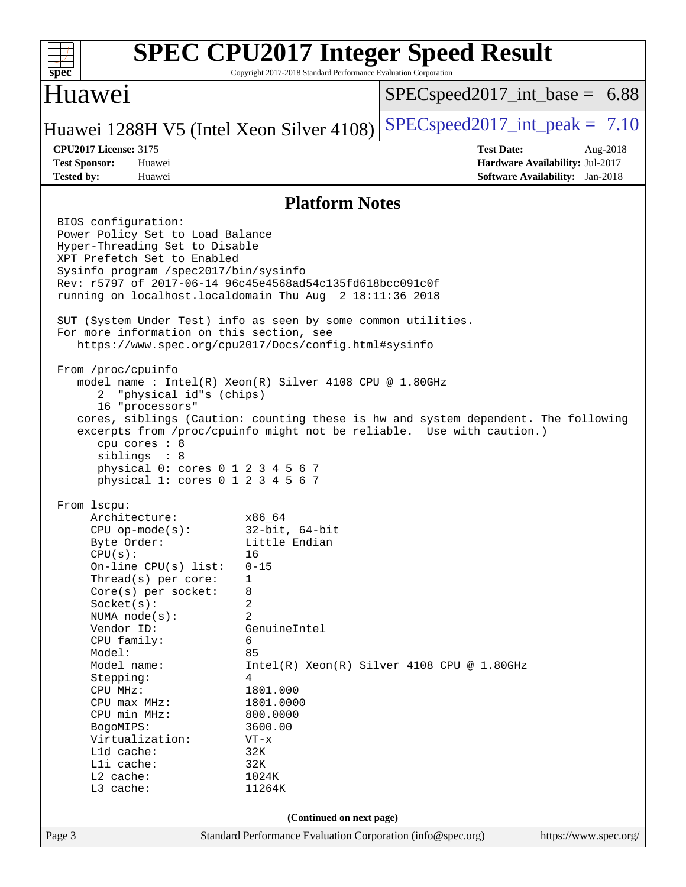## Platform Notes

```
BIOS configuration:
Power Policy Set to Load Balance
Hyper-Threading Set to Disable
XPT Prefetch Set to Enabled
Sysinfo program /spec2017/bin/sysinfo
Rev: r5797 of 2017-06-14 96c45e4568ad54c135fd618bcc091c0f
running on localhost.localdomain Thu Aug  2 18:11:36 2018

SUT (System Under Test) info as seen by some common utilities.
For more information on this section, see
   https://www.spec.org/cpu2017/Docs/config.html#sysinfo

From /proc/cpuinfo
   model name : Intel(R) Xeon(R) Silver 4108 CPU @ 1.80GHz
      2  "physical id"s (chips)
      16 "processors"
   cores, siblings (Caution: counting these is hw and system dependent. The following
   excerpts from /proc/cpuinfo might not be reliable.  Use with caution.)
      cpu cores : 8
      siblings  : 8
      physical 0: cores 0 1 2 3 4 5 6 7
      physical 1: cores 0 1 2 3 4 5 6 7

From lscpu:
     Architecture:          x86_64
     CPU op-mode(s):        32-bit, 64-bit
     Byte Order:            Little Endian
     CPU(s):                16
     On-line CPU(s) list:   0-15
     Thread(s) per core:    1
     Core(s) per socket:    8
     Socket(s):             2
     NUMA node(s):          2
     Vendor ID:             GenuineIntel
     CPU family:            6
     Model:                 85
     Model name:            Intel(R) Xeon(R) Silver 4108 CPU @ 1.80GHz
     Stepping:              4
     CPU MHz:               1801.000
     CPU max MHz:           1801.0000
     CPU min MHz:           800.0000
     BogoMIPS:              3600.00
     Virtualization:        VT-x
     L1d cache:             32K
     L1i cache:             32K
     L2 cache:              1024K
     L3 cache:              11264K
```

(Continued on next page)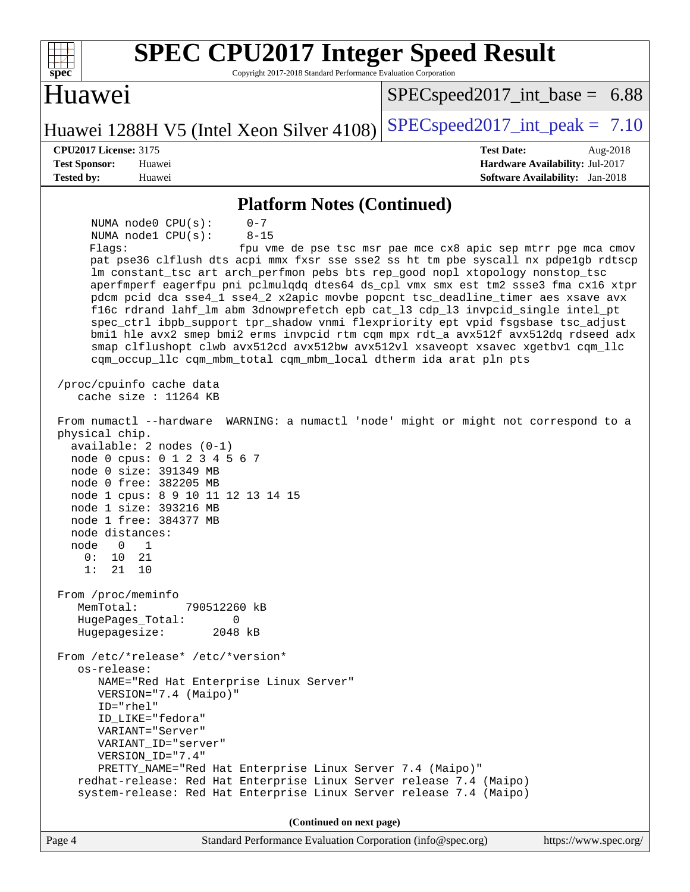# SPEC CPU2017 Integer Speed Result

Copyright 2017-2018 Standard Performance Evaluation Corporation

## Huawei

Huawei 1288H V5 (Intel Xeon Silver 4108)

SPECspeed2017_int_base = 6.88

SPECspeed2017_int_peak = 7.10

**CPU2017 License:** 3175
**Test Sponsor:** Huawei
**Tested by:** Huawei

**Test Date:** Aug-2018
**Hardware Availability:** Jul-2017
**Software Availability:** Jan-2018

### Platform Notes (Continued)

```
      NUMA node0 CPU(s):     0-7
      NUMA node1 CPU(s):     8-15
      Flags:                 fpu vme de pse tsc msr pae mce cx8 apic sep mtrr pge mca cmov
      pat pse36 clflush dts acpi mmx fxsr sse sse2 ss ht tm pbe syscall nx pdpe1gb rdtscp
      lm constant_tsc art arch_perfmon pebs bts rep_good nopl xtopology nonstop_tsc
      aperfmperf eagerfpu pni pclmulqdq dtes64 ds_cpl vmx smx est tm2 ssse3 fma cx16 xtpr
      pdcm pcid dca sse4_1 sse4_2 x2apic movbe popcnt tsc_deadline_timer aes xsave avx
      f16c rdrand lahf_lm abm 3dnowprefetch epb cat_l3 cdp_l3 invpcid_single intel_pt
      spec_ctrl ibpb_support tpr_shadow vnmi flexpriority ept vpid fsgsbase tsc_adjust
      bmi1 hle avx2 smep bmi2 erms invpcid rtm cqm mpx rdt_a avx512f avx512dq rdseed adx
      smap clflushopt clwb avx512cd avx512bw avx512vl xsaveopt xsavec xgetbv1 cqm_llc
      cqm_occup_llc cqm_mbm_total cqm_mbm_local dtherm ida arat pln pts

 /proc/cpuinfo cache data
    cache size : 11264 KB

 From numactl --hardware  WARNING: a numactl 'node' might or might not correspond to a
 physical chip.
   available: 2 nodes (0-1)
   node 0 cpus: 0 1 2 3 4 5 6 7
   node 0 size: 391349 MB
   node 0 free: 382205 MB
   node 1 cpus: 8 9 10 11 12 13 14 15
   node 1 size: 393216 MB
   node 1 free: 384377 MB
   node distances:
   node   0   1
     0:  10  21
     1:  21  10

 From /proc/meminfo
    MemTotal:       790512260 kB
    HugePages_Total:       0
    Hugepagesize:       2048 kB

 From /etc/*release* /etc/*version*
    os-release:
       NAME="Red Hat Enterprise Linux Server"
       VERSION="7.4 (Maipo)"
       ID="rhel"
       ID_LIKE="fedora"
       VARIANT="Server"
       VARIANT_ID="server"
       VERSION_ID="7.4"
       PRETTY_NAME="Red Hat Enterprise Linux Server 7.4 (Maipo)"
    redhat-release: Red Hat Enterprise Linux Server release 7.4 (Maipo)
    system-release: Red Hat Enterprise Linux Server release 7.4 (Maipo)
```

(Continued on next page)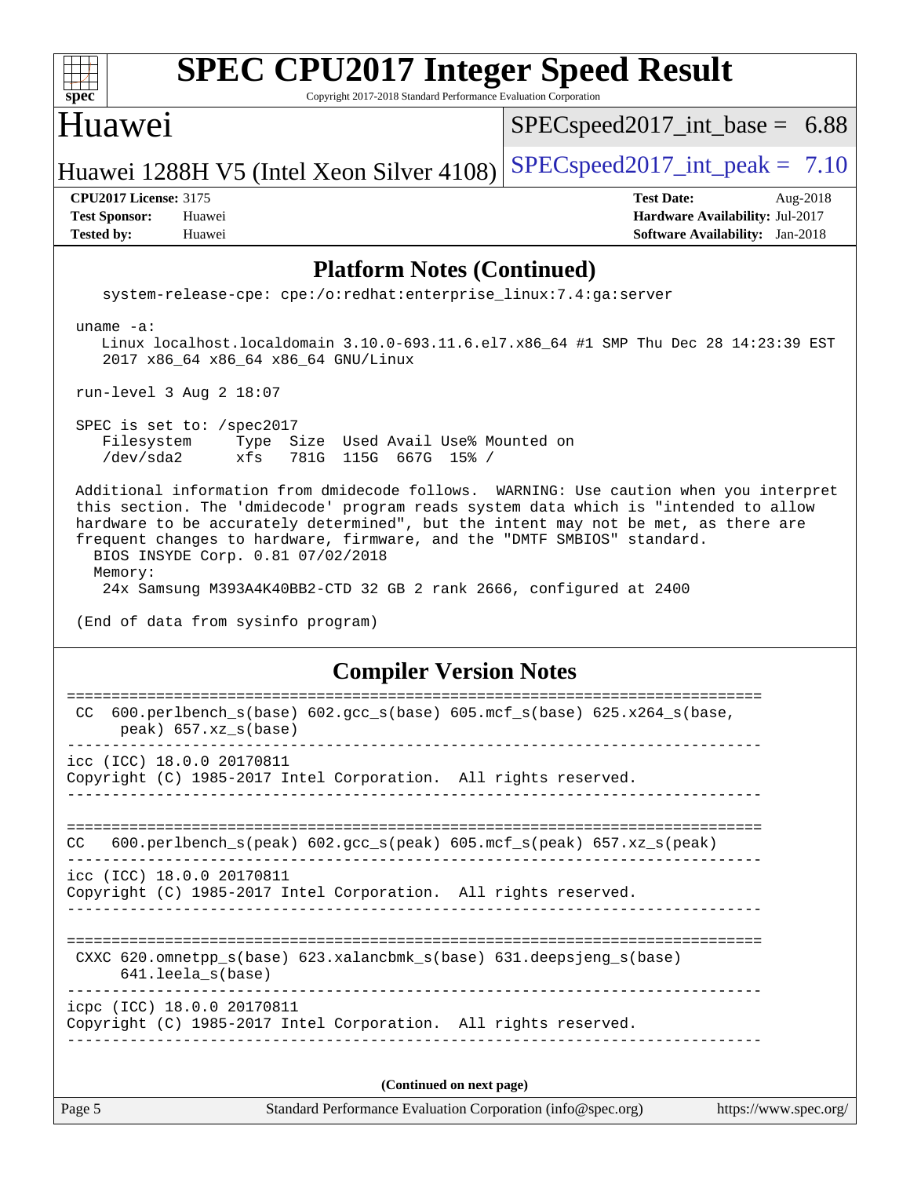## Platform Notes (Continued)

```
   system-release-cpe: cpe:/o:redhat:enterprise_linux:7.4:ga:server

 uname -a:
    Linux localhost.localdomain 3.10.0-693.11.6.el7.x86_64 #1 SMP Thu Dec 28 14:23:39 EST
    2017 x86_64 x86_64 x86_64 GNU/Linux

 run-level 3 Aug 2 18:07

 SPEC is set to: /spec2017
    Filesystem     Type  Size  Used Avail Use% Mounted on
    /dev/sda2      xfs   781G  115G  667G  15% /

 Additional information from dmidecode follows.  WARNING: Use caution when you interpret
 this section. The 'dmidecode' program reads system data which is "intended to allow
 hardware to be accurately determined", but the intent may not be met, as there are
 frequent changes to hardware, firmware, and the "DMTF SMBIOS" standard.
   BIOS INSYDE Corp. 0.81 07/02/2018
   Memory:
    24x Samsung M393A4K40BB2-CTD 32 GB 2 rank 2666, configured at 2400

 (End of data from sysinfo program)
```

## Compiler Version Notes

```
==============================================================================
 CC  600.perlbench_s(base) 602.gcc_s(base) 605.mcf_s(base) 625.x264_s(base,
      peak) 657.xz_s(base)
------------------------------------------------------------------------------
icc (ICC) 18.0.0 20170811
Copyright (C) 1985-2017 Intel Corporation.  All rights reserved.
------------------------------------------------------------------------------

==============================================================================
CC   600.perlbench_s(peak) 602.gcc_s(peak) 605.mcf_s(peak) 657.xz_s(peak)
------------------------------------------------------------------------------
icc (ICC) 18.0.0 20170811
Copyright (C) 1985-2017 Intel Corporation.  All rights reserved.
------------------------------------------------------------------------------

==============================================================================
 CXXC 620.omnetpp_s(base) 623.xalancbmk_s(base) 631.deepsjeng_s(base)
      641.leela_s(base)
------------------------------------------------------------------------------
icpc (ICC) 18.0.0 20170811
Copyright (C) 1985-2017 Intel Corporation.  All rights reserved.
------------------------------------------------------------------------------
```

**(Continued on next page)**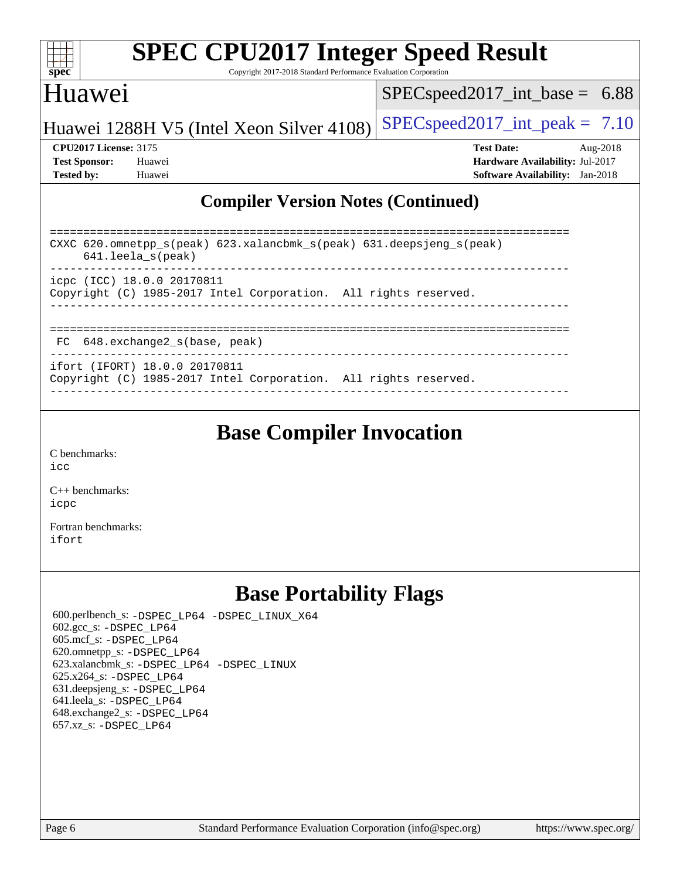## Compiler Version Notes (Continued)

```
==============================================================================
CXXC 620.omnetpp_s(peak) 623.xalancbmk_s(peak) 631.deepsjeng_s(peak)
     641.leela_s(peak)
------------------------------------------------------------------------------
icpc (ICC) 18.0.0 20170811
Copyright (C) 1985-2017 Intel Corporation.  All rights reserved.
------------------------------------------------------------------------------

==============================================================================
 FC  648.exchange2_s(base, peak)
------------------------------------------------------------------------------
ifort (IFORT) 18.0.0 20170811
Copyright (C) 1985-2017 Intel Corporation.  All rights reserved.
------------------------------------------------------------------------------
```

## Base Compiler Invocation

C benchmarks:
icc

C++ benchmarks:
icpc

Fortran benchmarks:
ifort

## Base Portability Flags

600.perlbench_s: -DSPEC_LP64 -DSPEC_LINUX_X64
602.gcc_s: -DSPEC_LP64
605.mcf_s: -DSPEC_LP64
620.omnetpp_s: -DSPEC_LP64
623.xalancbmk_s: -DSPEC_LP64 -DSPEC_LINUX
625.x264_s: -DSPEC_LP64
631.deepsjeng_s: -DSPEC_LP64
641.leela_s: -DSPEC_LP64
648.exchange2_s: -DSPEC_LP64
657.xz_s: -DSPEC_LP64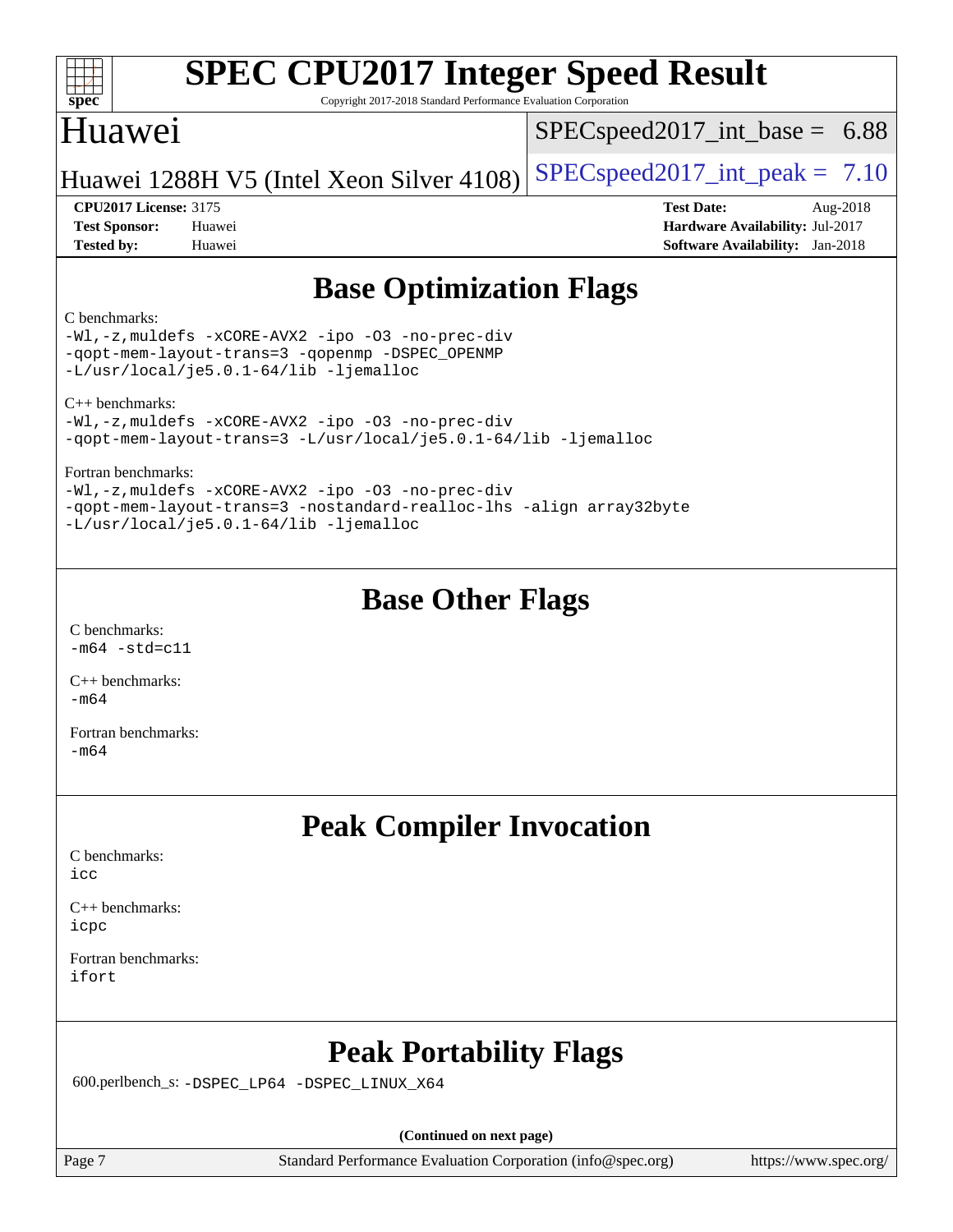# SPEC CPU2017 Integer Speed Result

Copyright 2017-2018 Standard Performance Evaluation Corporation

## Huawei

Huawei 1288H V5 (Intel Xeon Silver 4108)

SPECspeed2017_int_base = 6.88

SPECspeed2017_int_peak = 7.10

**CPU2017 License:** 3175
**Test Sponsor:** Huawei
**Tested by:** Huawei

**Test Date:** Aug-2018
**Hardware Availability:** Jul-2017
**Software Availability:** Jan-2018

## Base Optimization Flags

C benchmarks:
```
-Wl,-z,muldefs -xCORE-AVX2 -ipo -O3 -no-prec-div
-qopt-mem-layout-trans=3 -qopenmp -DSPEC_OPENMP
-L/usr/local/je5.0.1-64/lib -ljemalloc
```

C++ benchmarks:
```
-Wl,-z,muldefs -xCORE-AVX2 -ipo -O3 -no-prec-div
-qopt-mem-layout-trans=3 -L/usr/local/je5.0.1-64/lib -ljemalloc
```

Fortran benchmarks:
```
-Wl,-z,muldefs -xCORE-AVX2 -ipo -O3 -no-prec-div
-qopt-mem-layout-trans=3 -nostandard-realloc-lhs -align array32byte
-L/usr/local/je5.0.1-64/lib -ljemalloc
```

## Base Other Flags

C benchmarks:
```
-m64 -std=c11
```

C++ benchmarks:
```
-m64
```

Fortran benchmarks:
```
-m64
```

## Peak Compiler Invocation

C benchmarks:
```
icc
```

C++ benchmarks:
```
icpc
```

Fortran benchmarks:
```
ifort
```

## Peak Portability Flags

600.perlbench_s: `-DSPEC_LP64 -DSPEC_LINUX_X64`

(Continued on next page)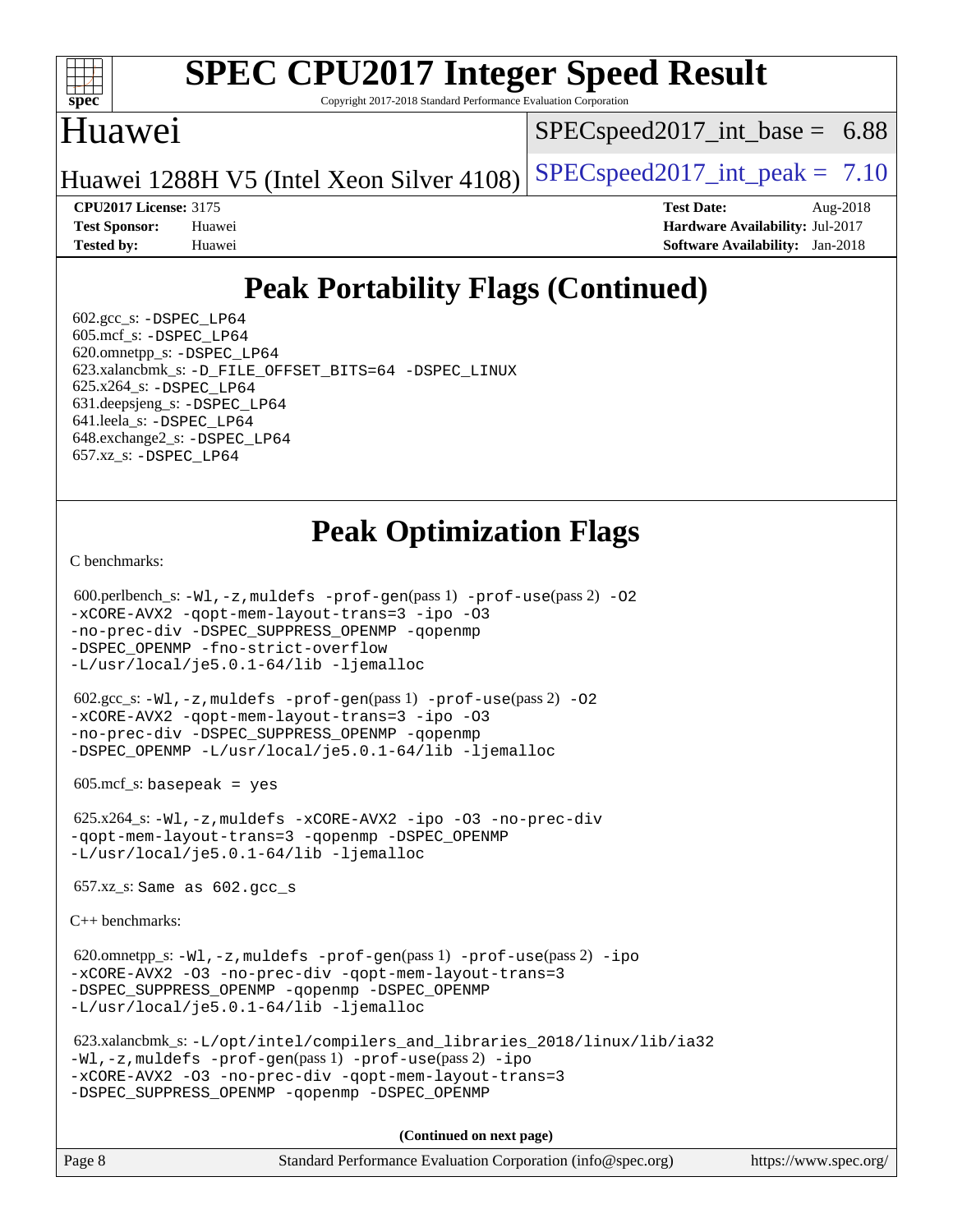## Peak Portability Flags (Continued)

602.gcc_s: -DSPEC_LP64
605.mcf_s: -DSPEC_LP64
620.omnetpp_s: -DSPEC_LP64
623.xalancbmk_s: -D_FILE_OFFSET_BITS=64 -DSPEC_LINUX
625.x264_s: -DSPEC_LP64
631.deepsjeng_s: -DSPEC_LP64
641.leela_s: -DSPEC_LP64
648.exchange2_s: -DSPEC_LP64
657.xz_s: -DSPEC_LP64

## Peak Optimization Flags

C benchmarks:

600.perlbench_s: -Wl,-z,muldefs -prof-gen(pass 1) -prof-use(pass 2) -O2 -xCORE-AVX2 -qopt-mem-layout-trans=3 -ipo -O3 -no-prec-div -DSPEC_SUPPRESS_OPENMP -qopenmp -DSPEC_OPENMP -fno-strict-overflow -L/usr/local/je5.0.1-64/lib -ljemalloc

602.gcc_s: -Wl,-z,muldefs -prof-gen(pass 1) -prof-use(pass 2) -O2 -xCORE-AVX2 -qopt-mem-layout-trans=3 -ipo -O3 -no-prec-div -DSPEC_SUPPRESS_OPENMP -qopenmp -DSPEC_OPENMP -L/usr/local/je5.0.1-64/lib -ljemalloc

605.mcf_s: basepeak = yes

625.x264_s: -Wl,-z,muldefs -xCORE-AVX2 -ipo -O3 -no-prec-div -qopt-mem-layout-trans=3 -qopenmp -DSPEC_OPENMP -L/usr/local/je5.0.1-64/lib -ljemalloc

657.xz_s: Same as 602.gcc_s

C++ benchmarks:

620.omnetpp_s: -Wl,-z,muldefs -prof-gen(pass 1) -prof-use(pass 2) -ipo -xCORE-AVX2 -O3 -no-prec-div -qopt-mem-layout-trans=3 -DSPEC_SUPPRESS_OPENMP -qopenmp -DSPEC_OPENMP -L/usr/local/je5.0.1-64/lib -ljemalloc

623.xalancbmk_s: -L/opt/intel/compilers_and_libraries_2018/linux/lib/ia32 -Wl,-z,muldefs -prof-gen(pass 1) -prof-use(pass 2) -ipo -xCORE-AVX2 -O3 -no-prec-div -qopt-mem-layout-trans=3 -DSPEC_SUPPRESS_OPENMP -qopenmp -DSPEC_OPENMP

**(Continued on next page)**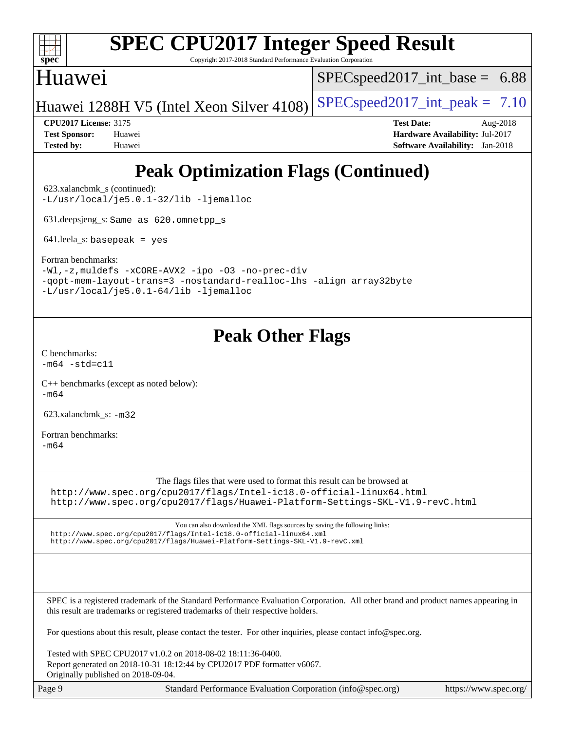# SPEC CPU2017 Integer Speed Result

Copyright 2017-2018 Standard Performance Evaluation Corporation

## Huawei

Huawei 1288H V5 (Intel Xeon Silver 4108)

SPECspeed2017_int_base = 6.88

SPECspeed2017_int_peak = 7.10

**CPU2017 License:** 3175
**Test Sponsor:** Huawei
**Tested by:** Huawei

**Test Date:** Aug-2018
**Hardware Availability:** Jul-2017
**Software Availability:** Jan-2018

## Peak Optimization Flags (Continued)

623.xalancbmk_s (continued):
-L/usr/local/je5.0.1-32/lib -ljemalloc

631.deepsjeng_s: Same as 620.omnetpp_s

641.leela_s: basepeak = yes

Fortran benchmarks:
-Wl,-z,muldefs -xCORE-AVX2 -ipo -O3 -no-prec-div
-qopt-mem-layout-trans=3 -nostandard-realloc-lhs -align array32byte
-L/usr/local/je5.0.1-64/lib -ljemalloc

## Peak Other Flags

C benchmarks:
-m64 -std=c11

C++ benchmarks (except as noted below):
-m64

623.xalancbmk_s: -m32

Fortran benchmarks:
-m64

The flags files that were used to format this result can be browsed at
http://www.spec.org/cpu2017/flags/Intel-ic18.0-official-linux64.html
http://www.spec.org/cpu2017/flags/Huawei-Platform-Settings-SKL-V1.9-revC.html

You can also download the XML flags sources by saving the following links:
http://www.spec.org/cpu2017/flags/Intel-ic18.0-official-linux64.xml
http://www.spec.org/cpu2017/flags/Huawei-Platform-Settings-SKL-V1.9-revC.xml

SPEC is a registered trademark of the Standard Performance Evaluation Corporation. All other brand and product names appearing in this result are trademarks or registered trademarks of their respective holders.

For questions about this result, please contact the tester. For other inquiries, please contact info@spec.org.

Tested with SPEC CPU2017 v1.0.2 on 2018-08-02 18:11:36-0400.
Report generated on 2018-10-31 18:12:44 by CPU2017 PDF formatter v6067.
Originally published on 2018-09-04.